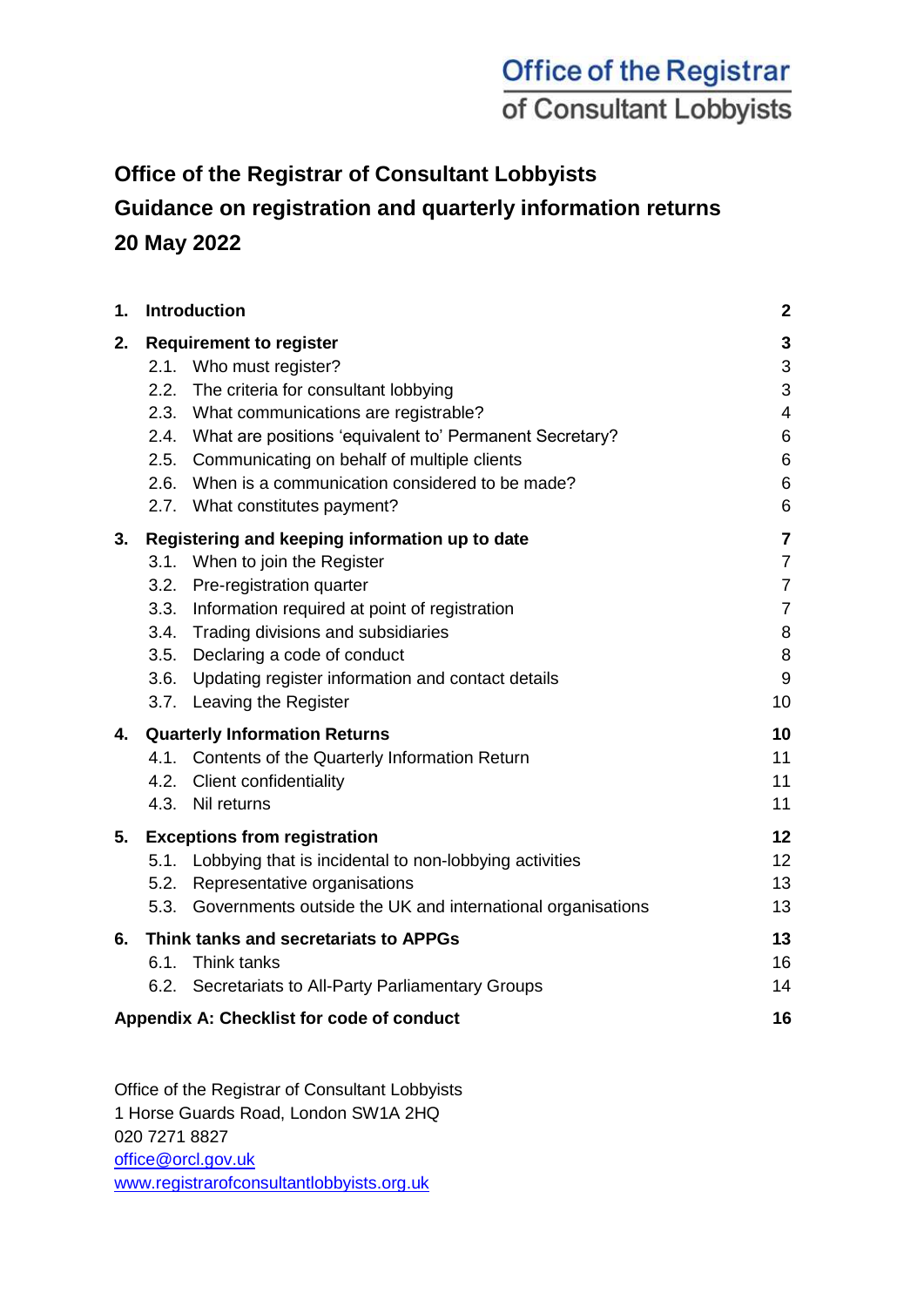Office of the Registrar
of Consultant Lobbyists

# Office of the Registrar of Consultant Lobbyists
# Guidance on registration and quarterly information returns
# 20 May 2022

| | | |
|---|---|---|
| **1.** | **Introduction** | **2** |
| **2.** | **Requirement to register** | **3** |
| 2.1. | Who must register? | 3 |
| 2.2. | The criteria for consultant lobbying | 3 |
| 2.3. | What communications are registrable? | 4 |
| 2.4. | What are positions 'equivalent to' Permanent Secretary? | 6 |
| 2.5. | Communicating on behalf of multiple clients | 6 |
| 2.6. | When is a communication considered to be made? | 6 |
| 2.7. | What constitutes payment? | 6 |
| **3.** | **Registering and keeping information up to date** | **7** |
| 3.1. | When to join the Register | 7 |
| 3.2. | Pre-registration quarter | 7 |
| 3.3. | Information required at point of registration | 7 |
| 3.4. | Trading divisions and subsidiaries | 8 |
| 3.5. | Declaring a code of conduct | 8 |
| 3.6. | Updating register information and contact details | 9 |
| 3.7. | Leaving the Register | 10 |
| **4.** | **Quarterly Information Returns** | **10** |
| 4.1. | Contents of the Quarterly Information Return | 11 |
| 4.2. | Client confidentiality | 11 |
| 4.3. | Nil returns | 11 |
| **5.** | **Exceptions from registration** | **12** |
| 5.1. | Lobbying that is incidental to non-lobbying activities | 12 |
| 5.2. | Representative organisations | 13 |
| 5.3. | Governments outside the UK and international organisations | 13 |
| **6.** | **Think tanks and secretariats to APPGs** | **13** |
| 6.1. | Think tanks | 16 |
| 6.2. | Secretariats to All-Party Parliamentary Groups | 14 |
| | **Appendix A: Checklist for code of conduct** | **16** |

Office of the Registrar of Consultant Lobbyists
1 Horse Guards Road, London SW1A 2HQ
020 7271 8827
office@orcl.gov.uk
www.registrarofconsultantlobbyists.org.uk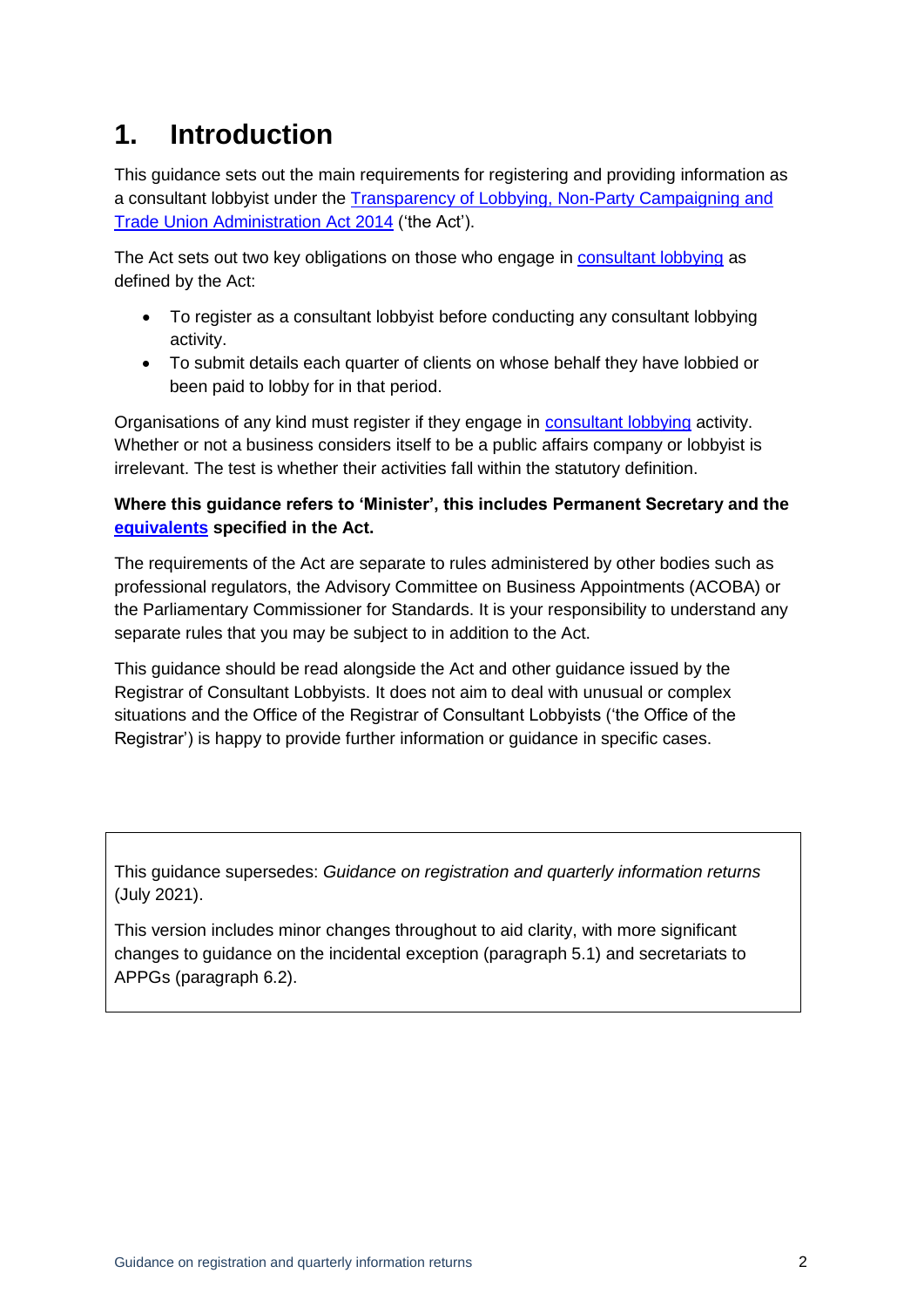# 1. Introduction

This guidance sets out the main requirements for registering and providing information as a consultant lobbyist under the Transparency of Lobbying, Non-Party Campaigning and Trade Union Administration Act 2014 ('the Act').

The Act sets out two key obligations on those who engage in consultant lobbying as defined by the Act:

- To register as a consultant lobbyist before conducting any consultant lobbying activity.
- To submit details each quarter of clients on whose behalf they have lobbied or been paid to lobby for in that period.

Organisations of any kind must register if they engage in consultant lobbying activity. Whether or not a business considers itself to be a public affairs company or lobbyist is irrelevant. The test is whether their activities fall within the statutory definition.

**Where this guidance refers to 'Minister', this includes Permanent Secretary and the equivalents specified in the Act.**

The requirements of the Act are separate to rules administered by other bodies such as professional regulators, the Advisory Committee on Business Appointments (ACOBA) or the Parliamentary Commissioner for Standards. It is your responsibility to understand any separate rules that you may be subject to in addition to the Act.

This guidance should be read alongside the Act and other guidance issued by the Registrar of Consultant Lobbyists. It does not aim to deal with unusual or complex situations and the Office of the Registrar of Consultant Lobbyists ('the Office of the Registrar') is happy to provide further information or guidance in specific cases.

> This guidance supersedes: *Guidance on registration and quarterly information returns* (July 2021).
>
> This version includes minor changes throughout to aid clarity, with more significant changes to guidance on the incidental exception (paragraph 5.1) and secretariats to APPGs (paragraph 6.2).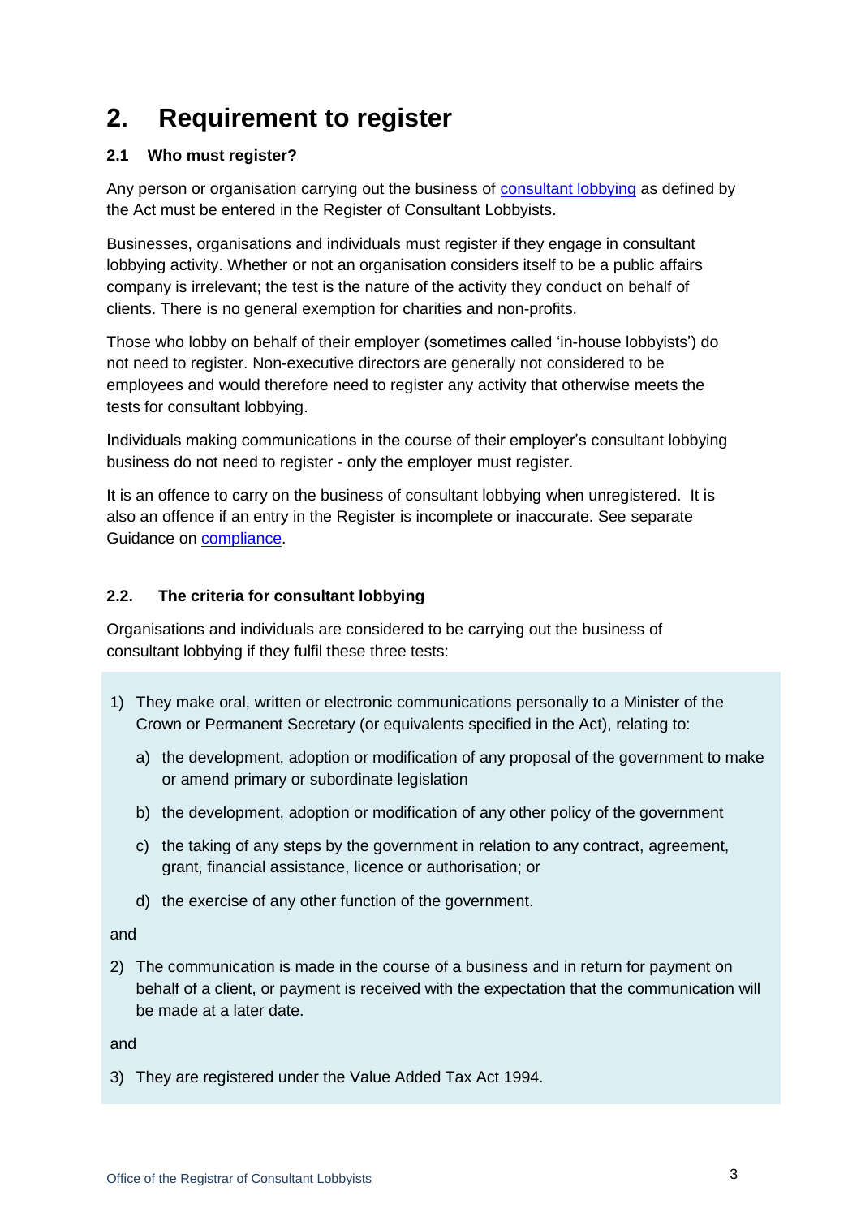# 2. Requirement to register

### 2.1 Who must register?

Any person or organisation carrying out the business of consultant lobbying as defined by the Act must be entered in the Register of Consultant Lobbyists.

Businesses, organisations and individuals must register if they engage in consultant lobbying activity. Whether or not an organisation considers itself to be a public affairs company is irrelevant; the test is the nature of the activity they conduct on behalf of clients. There is no general exemption for charities and non-profits.

Those who lobby on behalf of their employer (sometimes called 'in-house lobbyists') do not need to register. Non-executive directors are generally not considered to be employees and would therefore need to register any activity that otherwise meets the tests for consultant lobbying.

Individuals making communications in the course of their employer's consultant lobbying business do not need to register - only the employer must register.

It is an offence to carry on the business of consultant lobbying when unregistered. It is also an offence if an entry in the Register is incomplete or inaccurate. See separate Guidance on compliance.

### 2.2. The criteria for consultant lobbying

Organisations and individuals are considered to be carrying out the business of consultant lobbying if they fulfil these three tests:

1) They make oral, written or electronic communications personally to a Minister of the Crown or Permanent Secretary (or equivalents specified in the Act), relating to:

   a) the development, adoption or modification of any proposal of the government to make or amend primary or subordinate legislation

   b) the development, adoption or modification of any other policy of the government

   c) the taking of any steps by the government in relation to any contract, agreement, grant, financial assistance, licence or authorisation; or

   d) the exercise of any other function of the government.

and

2) The communication is made in the course of a business and in return for payment on behalf of a client, or payment is received with the expectation that the communication will be made at a later date.

and

3) They are registered under the Value Added Tax Act 1994.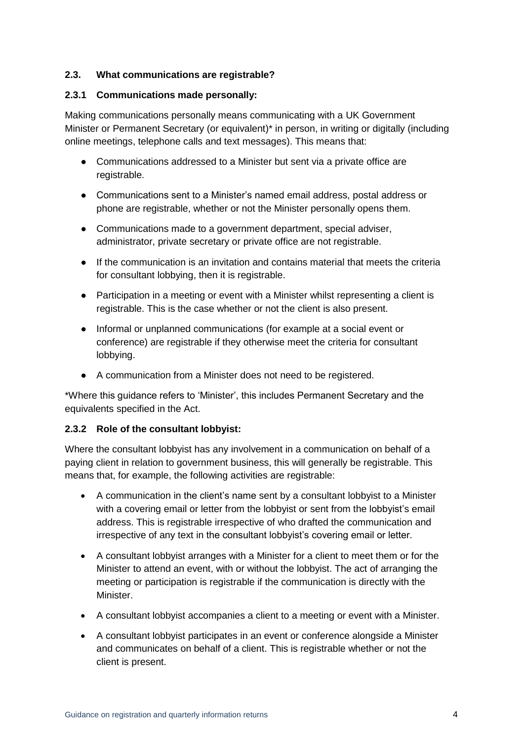### 2.3. What communications are registrable?

#### 2.3.1 Communications made personally:

Making communications personally means communicating with a UK Government Minister or Permanent Secretary (or equivalent)* in person, in writing or digitally (including online meetings, telephone calls and text messages). This means that:

- Communications addressed to a Minister but sent via a private office are registrable.
- Communications sent to a Minister's named email address, postal address or phone are registrable, whether or not the Minister personally opens them.
- Communications made to a government department, special adviser, administrator, private secretary or private office are not registrable.
- If the communication is an invitation and contains material that meets the criteria for consultant lobbying, then it is registrable.
- Participation in a meeting or event with a Minister whilst representing a client is registrable. This is the case whether or not the client is also present.
- Informal or unplanned communications (for example at a social event or conference) are registrable if they otherwise meet the criteria for consultant lobbying.
- A communication from a Minister does not need to be registered.

*Where this guidance refers to 'Minister', this includes Permanent Secretary and the equivalents specified in the Act.

#### 2.3.2 Role of the consultant lobbyist:

Where the consultant lobbyist has any involvement in a communication on behalf of a paying client in relation to government business, this will generally be registrable. This means that, for example, the following activities are registrable:

- A communication in the client's name sent by a consultant lobbyist to a Minister with a covering email or letter from the lobbyist or sent from the lobbyist's email address. This is registrable irrespective of who drafted the communication and irrespective of any text in the consultant lobbyist's covering email or letter.
- A consultant lobbyist arranges with a Minister for a client to meet them or for the Minister to attend an event, with or without the lobbyist. The act of arranging the meeting or participation is registrable if the communication is directly with the Minister.
- A consultant lobbyist accompanies a client to a meeting or event with a Minister.
- A consultant lobbyist participates in an event or conference alongside a Minister and communicates on behalf of a client. This is registrable whether or not the client is present.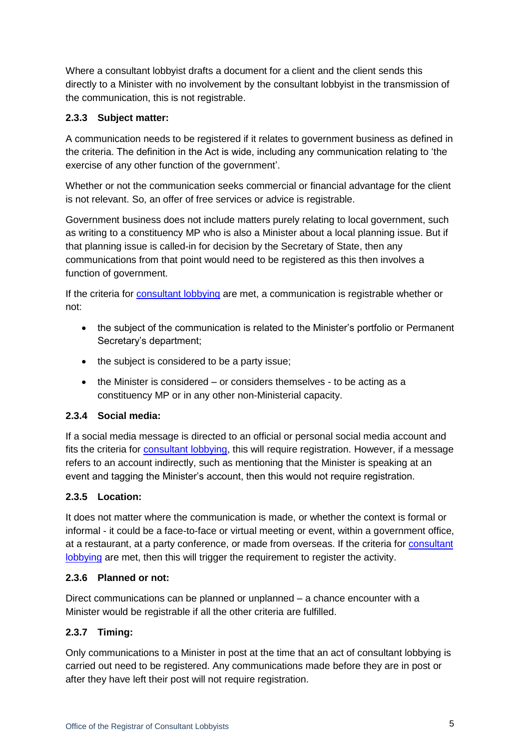Where a consultant lobbyist drafts a document for a client and the client sends this directly to a Minister with no involvement by the consultant lobbyist in the transmission of the communication, this is not registrable.

### 2.3.3 Subject matter:

A communication needs to be registered if it relates to government business as defined in the criteria. The definition in the Act is wide, including any communication relating to 'the exercise of any other function of the government'.

Whether or not the communication seeks commercial or financial advantage for the client is not relevant. So, an offer of free services or advice is registrable.

Government business does not include matters purely relating to local government, such as writing to a constituency MP who is also a Minister about a local planning issue. But if that planning issue is called-in for decision by the Secretary of State, then any communications from that point would need to be registered as this then involves a function of government.

If the criteria for [consultant lobbying]() are met, a communication is registrable whether or not:

- the subject of the communication is related to the Minister's portfolio or Permanent Secretary's department;
- the subject is considered to be a party issue;
- the Minister is considered – or considers themselves - to be acting as a constituency MP or in any other non-Ministerial capacity.

### 2.3.4 Social media:

If a social media message is directed to an official or personal social media account and fits the criteria for [consultant lobbying](), this will require registration. However, if a message refers to an account indirectly, such as mentioning that the Minister is speaking at an event and tagging the Minister's account, then this would not require registration.

### 2.3.5 Location:

It does not matter where the communication is made, or whether the context is formal or informal - it could be a face-to-face or virtual meeting or event, within a government office, at a restaurant, at a party conference, or made from overseas. If the criteria for [consultant lobbying]() are met, then this will trigger the requirement to register the activity.

### 2.3.6 Planned or not:

Direct communications can be planned or unplanned – a chance encounter with a Minister would be registrable if all the other criteria are fulfilled.

### 2.3.7 Timing:

Only communications to a Minister in post at the time that an act of consultant lobbying is carried out need to be registered. Any communications made before they are in post or after they have left their post will not require registration.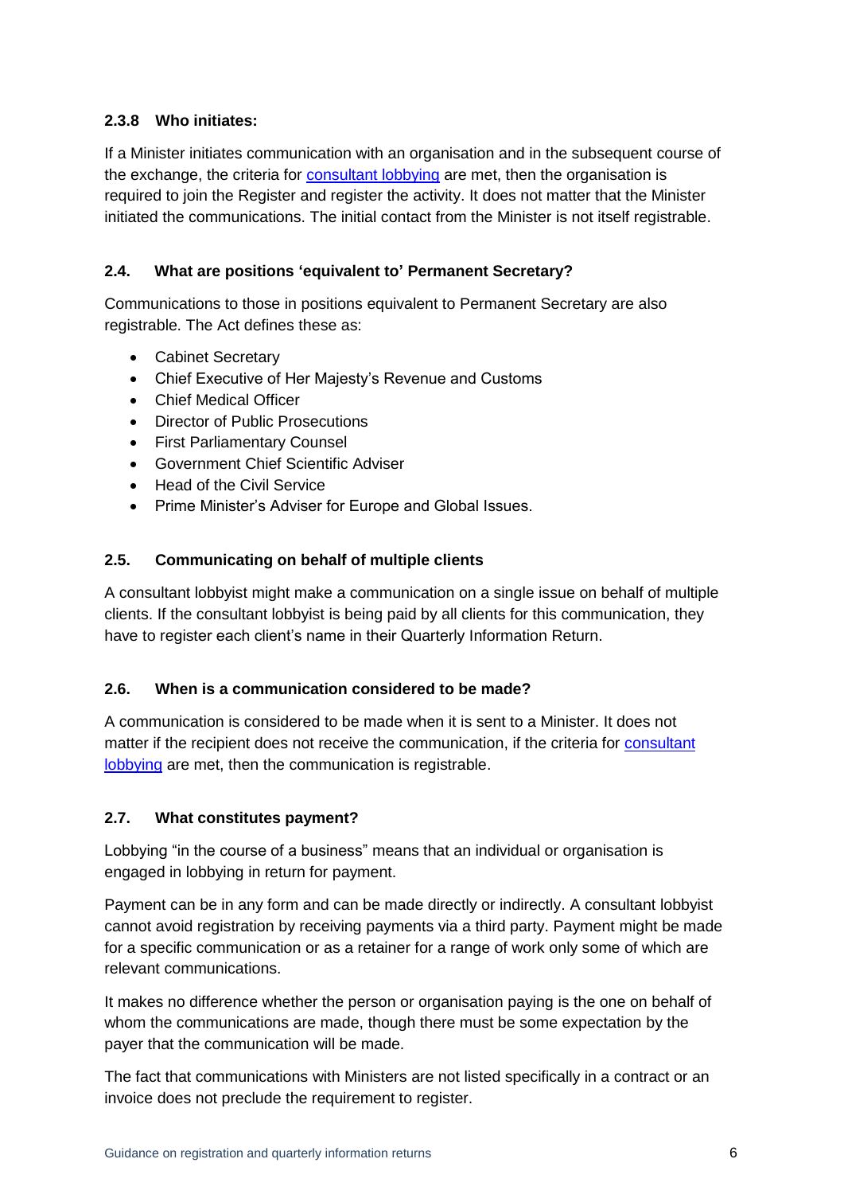#### 2.3.8 Who initiates:

If a Minister initiates communication with an organisation and in the subsequent course of the exchange, the criteria for consultant lobbying are met, then the organisation is required to join the Register and register the activity. It does not matter that the Minister initiated the communications. The initial contact from the Minister is not itself registrable.

### 2.4. What are positions 'equivalent to' Permanent Secretary?

Communications to those in positions equivalent to Permanent Secretary are also registrable. The Act defines these as:

- Cabinet Secretary
- Chief Executive of Her Majesty's Revenue and Customs
- Chief Medical Officer
- Director of Public Prosecutions
- First Parliamentary Counsel
- Government Chief Scientific Adviser
- Head of the Civil Service
- Prime Minister's Adviser for Europe and Global Issues.

### 2.5. Communicating on behalf of multiple clients

A consultant lobbyist might make a communication on a single issue on behalf of multiple clients. If the consultant lobbyist is being paid by all clients for this communication, they have to register each client's name in their Quarterly Information Return.

### 2.6. When is a communication considered to be made?

A communication is considered to be made when it is sent to a Minister. It does not matter if the recipient does not receive the communication, if the criteria for consultant lobbying are met, then the communication is registrable.

### 2.7. What constitutes payment?

Lobbying "in the course of a business" means that an individual or organisation is engaged in lobbying in return for payment.

Payment can be in any form and can be made directly or indirectly. A consultant lobbyist cannot avoid registration by receiving payments via a third party. Payment might be made for a specific communication or as a retainer for a range of work only some of which are relevant communications.

It makes no difference whether the person or organisation paying is the one on behalf of whom the communications are made, though there must be some expectation by the payer that the communication will be made.

The fact that communications with Ministers are not listed specifically in a contract or an invoice does not preclude the requirement to register.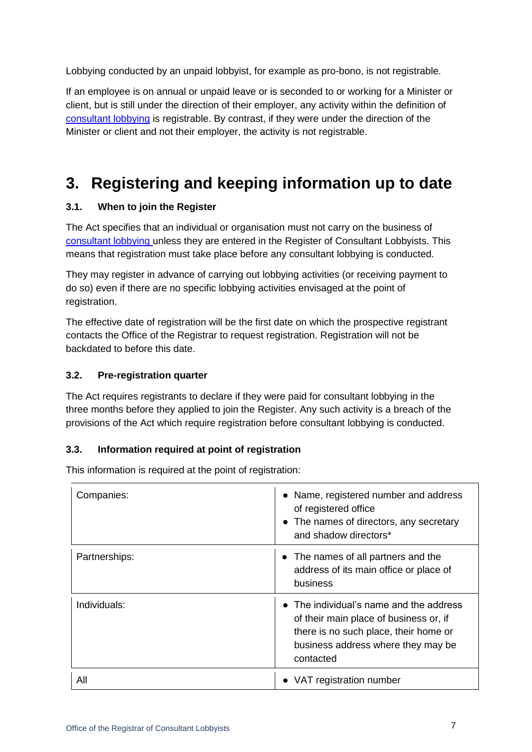Lobbying conducted by an unpaid lobbyist, for example as pro-bono, is not registrable.

If an employee is on annual or unpaid leave or is seconded to or working for a Minister or client, but is still under the direction of their employer, any activity within the definition of consultant lobbying is registrable. By contrast, if they were under the direction of the Minister or client and not their employer, the activity is not registrable.

# 3. Registering and keeping information up to date

### 3.1. When to join the Register

The Act specifies that an individual or organisation must not carry on the business of consultant lobbying unless they are entered in the Register of Consultant Lobbyists. This means that registration must take place before any consultant lobbying is conducted.

They may register in advance of carrying out lobbying activities (or receiving payment to do so) even if there are no specific lobbying activities envisaged at the point of registration.

The effective date of registration will be the first date on which the prospective registrant contacts the Office of the Registrar to request registration. Registration will not be backdated to before this date.

### 3.2. Pre-registration quarter

The Act requires registrants to declare if they were paid for consultant lobbying in the three months before they applied to join the Register. Any such activity is a breach of the provisions of the Act which require registration before consultant lobbying is conducted.

### 3.3. Information required at point of registration

This information is required at the point of registration:

| | |
|---|---|
| Companies: | • Name, registered number and address of registered office<br>• The names of directors, any secretary and shadow directors* |
| Partnerships: | • The names of all partners and the address of its main office or place of business |
| Individuals: | • The individual's name and the address of their main place of business or, if there is no such place, their home or business address where they may be contacted |
| All | • VAT registration number |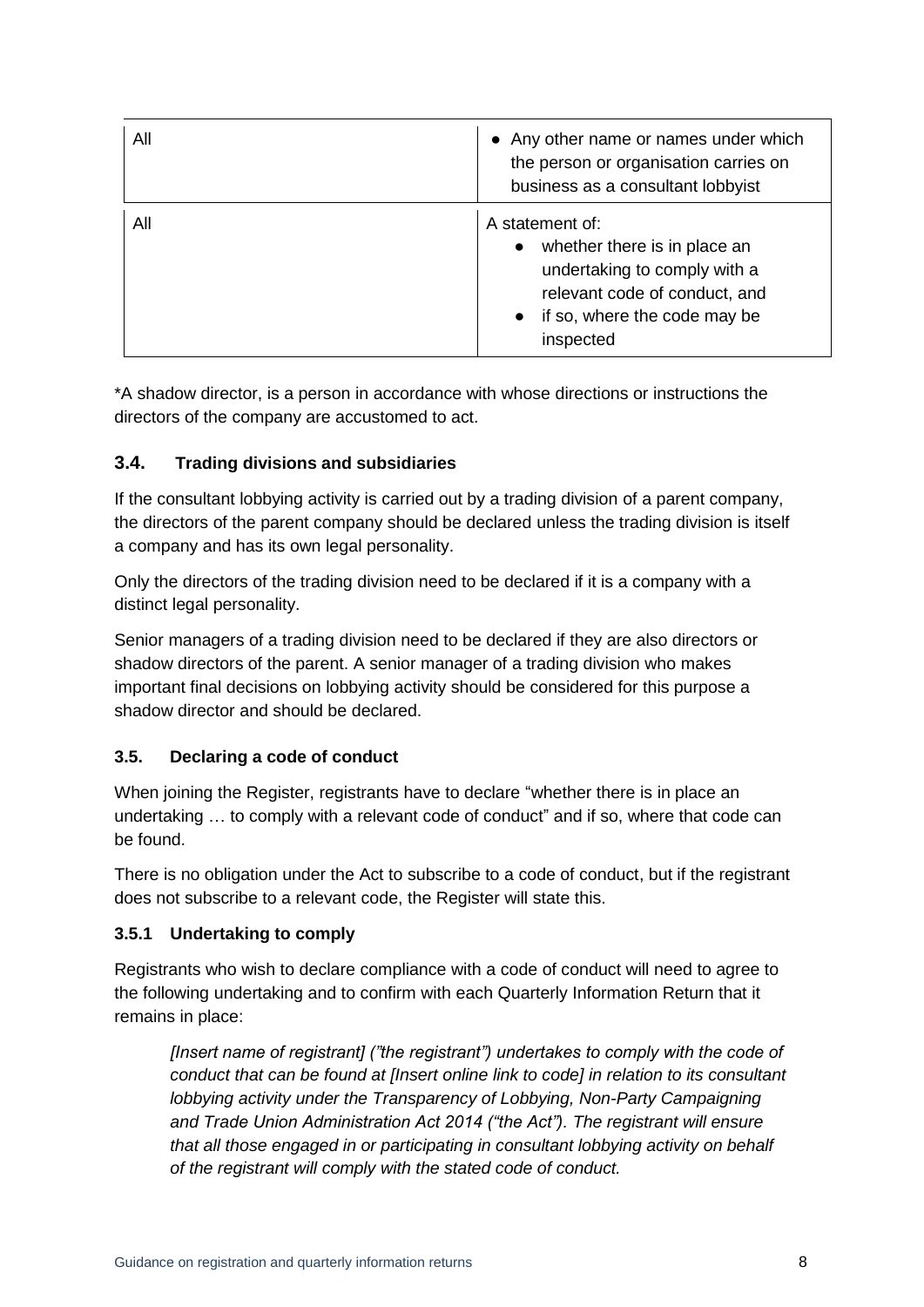| All | • Any other name or names under which the person or organisation carries on business as a consultant lobbyist |
|---|---|
| All | A statement of:<br>• whether there is in place an undertaking to comply with a relevant code of conduct, and<br>• if so, where the code may be inspected |

*A shadow director, is a person in accordance with whose directions or instructions the directors of the company are accustomed to act.

### 3.4. Trading divisions and subsidiaries

If the consultant lobbying activity is carried out by a trading division of a parent company, the directors of the parent company should be declared unless the trading division is itself a company and has its own legal personality.

Only the directors of the trading division need to be declared if it is a company with a distinct legal personality.

Senior managers of a trading division need to be declared if they are also directors or shadow directors of the parent. A senior manager of a trading division who makes important final decisions on lobbying activity should be considered for this purpose a shadow director and should be declared.

### 3.5. Declaring a code of conduct

When joining the Register, registrants have to declare "whether there is in place an undertaking … to comply with a relevant code of conduct" and if so, where that code can be found.

There is no obligation under the Act to subscribe to a code of conduct, but if the registrant does not subscribe to a relevant code, the Register will state this.

#### 3.5.1 Undertaking to comply

Registrants who wish to declare compliance with a code of conduct will need to agree to the following undertaking and to confirm with each Quarterly Information Return that it remains in place:

> *[Insert name of registrant] ("the registrant") undertakes to comply with the code of conduct that can be found at [Insert online link to code] in relation to its consultant lobbying activity under the Transparency of Lobbying, Non-Party Campaigning and Trade Union Administration Act 2014 ("the Act"). The registrant will ensure that all those engaged in or participating in consultant lobbying activity on behalf of the registrant will comply with the stated code of conduct.*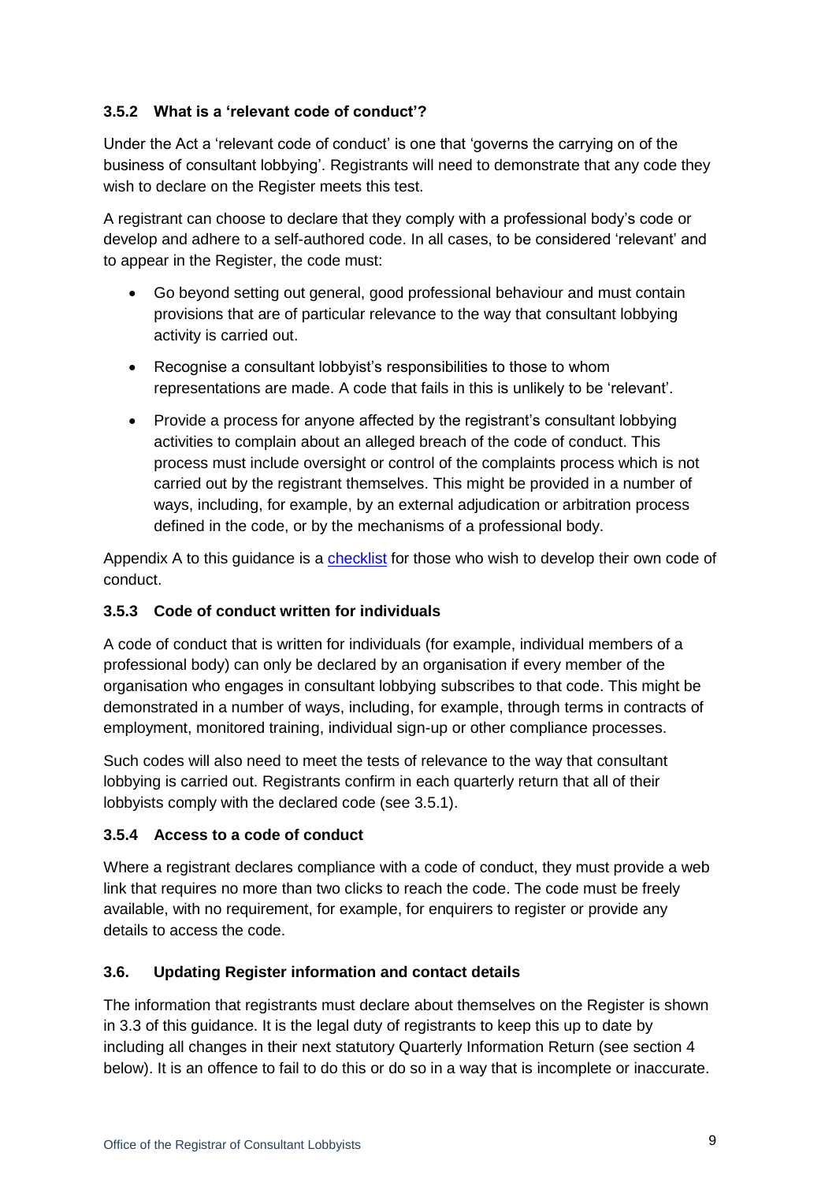### 3.5.2 What is a 'relevant code of conduct'?

Under the Act a 'relevant code of conduct' is one that 'governs the carrying on of the business of consultant lobbying'. Registrants will need to demonstrate that any code they wish to declare on the Register meets this test.

A registrant can choose to declare that they comply with a professional body's code or develop and adhere to a self-authored code. In all cases, to be considered 'relevant' and to appear in the Register, the code must:

- Go beyond setting out general, good professional behaviour and must contain provisions that are of particular relevance to the way that consultant lobbying activity is carried out.
- Recognise a consultant lobbyist's responsibilities to those to whom representations are made. A code that fails in this is unlikely to be 'relevant'.
- Provide a process for anyone affected by the registrant's consultant lobbying activities to complain about an alleged breach of the code of conduct. This process must include oversight or control of the complaints process which is not carried out by the registrant themselves. This might be provided in a number of ways, including, for example, by an external adjudication or arbitration process defined in the code, or by the mechanisms of a professional body.

Appendix A to this guidance is a checklist for those who wish to develop their own code of conduct.

### 3.5.3 Code of conduct written for individuals

A code of conduct that is written for individuals (for example, individual members of a professional body) can only be declared by an organisation if every member of the organisation who engages in consultant lobbying subscribes to that code. This might be demonstrated in a number of ways, including, for example, through terms in contracts of employment, monitored training, individual sign-up or other compliance processes.

Such codes will also need to meet the tests of relevance to the way that consultant lobbying is carried out. Registrants confirm in each quarterly return that all of their lobbyists comply with the declared code (see 3.5.1).

### 3.5.4 Access to a code of conduct

Where a registrant declares compliance with a code of conduct, they must provide a web link that requires no more than two clicks to reach the code. The code must be freely available, with no requirement, for example, for enquirers to register or provide any details to access the code.

### 3.6. Updating Register information and contact details

The information that registrants must declare about themselves on the Register is shown in 3.3 of this guidance. It is the legal duty of registrants to keep this up to date by including all changes in their next statutory Quarterly Information Return (see section 4 below). It is an offence to fail to do this or do so in a way that is incomplete or inaccurate.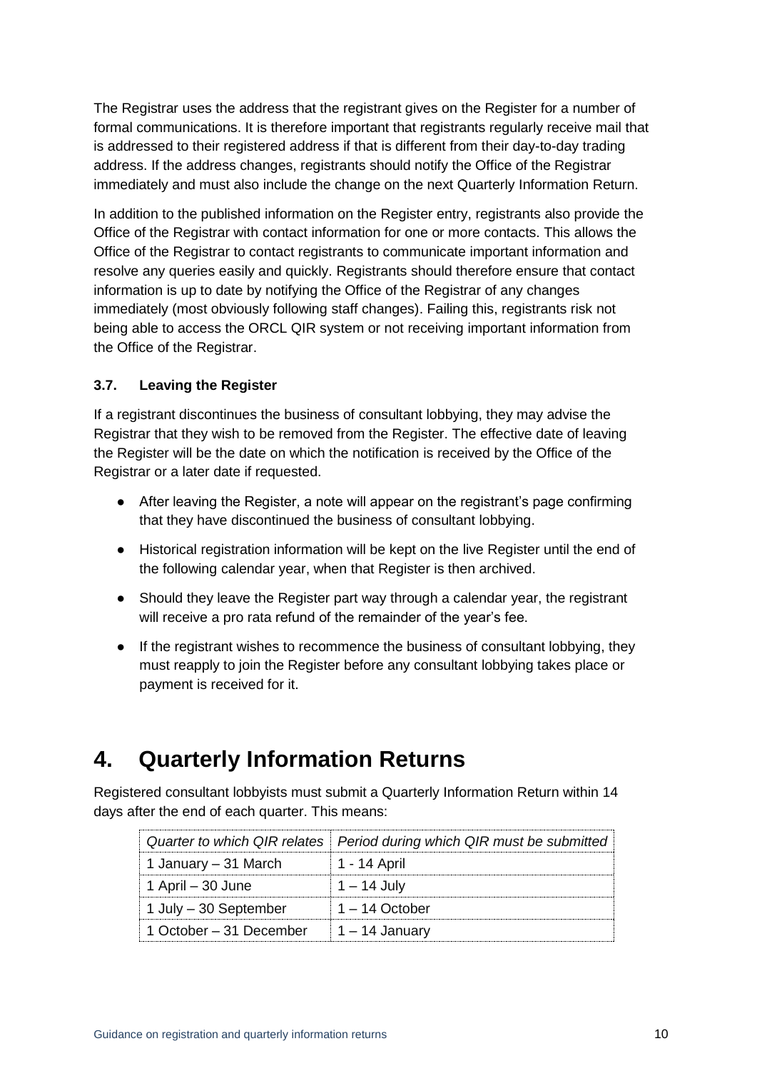The Registrar uses the address that the registrant gives on the Register for a number of formal communications. It is therefore important that registrants regularly receive mail that is addressed to their registered address if that is different from their day-to-day trading address. If the address changes, registrants should notify the Office of the Registrar immediately and must also include the change on the next Quarterly Information Return.

In addition to the published information on the Register entry, registrants also provide the Office of the Registrar with contact information for one or more contacts. This allows the Office of the Registrar to contact registrants to communicate important information and resolve any queries easily and quickly. Registrants should therefore ensure that contact information is up to date by notifying the Office of the Registrar of any changes immediately (most obviously following staff changes). Failing this, registrants risk not being able to access the ORCL QIR system or not receiving important information from the Office of the Registrar.

### 3.7. Leaving the Register

If a registrant discontinues the business of consultant lobbying, they may advise the Registrar that they wish to be removed from the Register. The effective date of leaving the Register will be the date on which the notification is received by the Office of the Registrar or a later date if requested.

- After leaving the Register, a note will appear on the registrant's page confirming that they have discontinued the business of consultant lobbying.
- Historical registration information will be kept on the live Register until the end of the following calendar year, when that Register is then archived.
- Should they leave the Register part way through a calendar year, the registrant will receive a pro rata refund of the remainder of the year's fee.
- If the registrant wishes to recommence the business of consultant lobbying, they must reapply to join the Register before any consultant lobbying takes place or payment is received for it.

# 4. Quarterly Information Returns

Registered consultant lobbyists must submit a Quarterly Information Return within 14 days after the end of each quarter. This means:

| *Quarter to which QIR relates* | *Period during which QIR must be submitted* |
| --- | --- |
| 1 January – 31 March | 1 - 14 April |
| 1 April – 30 June | 1 – 14 July |
| 1 July – 30 September | 1 – 14 October |
| 1 October – 31 December | 1 – 14 January |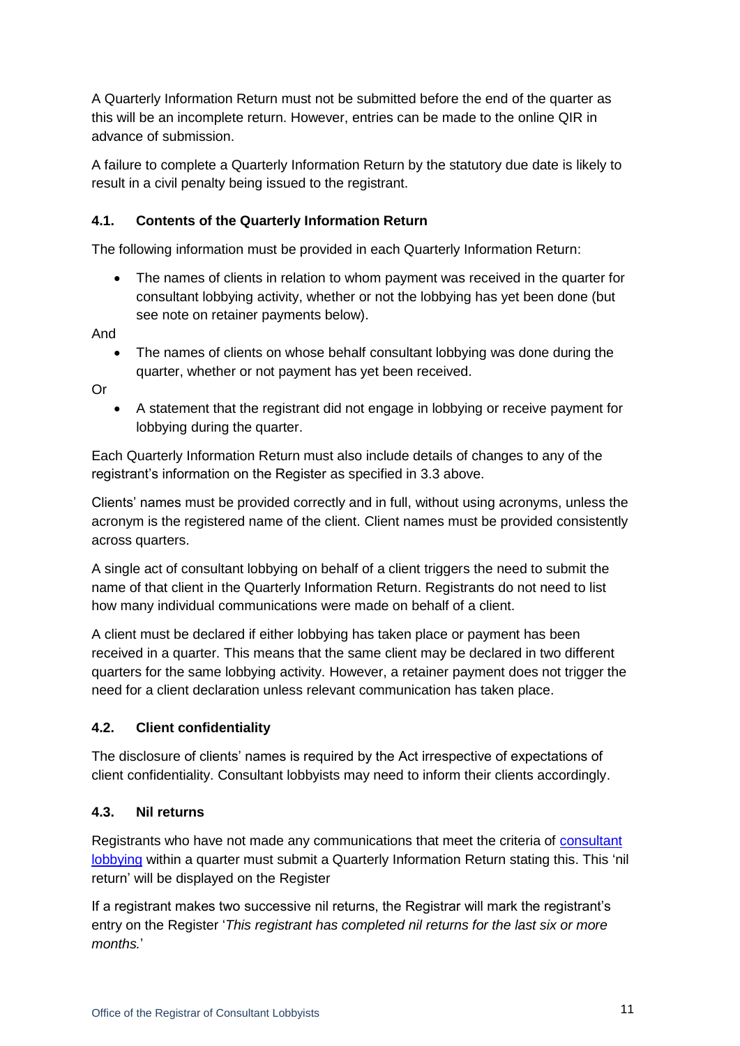A Quarterly Information Return must not be submitted before the end of the quarter as this will be an incomplete return. However, entries can be made to the online QIR in advance of submission.

A failure to complete a Quarterly Information Return by the statutory due date is likely to result in a civil penalty being issued to the registrant.

### 4.1. Contents of the Quarterly Information Return

The following information must be provided in each Quarterly Information Return:

- The names of clients in relation to whom payment was received in the quarter for consultant lobbying activity, whether or not the lobbying has yet been done (but see note on retainer payments below).

And

- The names of clients on whose behalf consultant lobbying was done during the quarter, whether or not payment has yet been received.

Or

- A statement that the registrant did not engage in lobbying or receive payment for lobbying during the quarter.

Each Quarterly Information Return must also include details of changes to any of the registrant's information on the Register as specified in 3.3 above.

Clients' names must be provided correctly and in full, without using acronyms, unless the acronym is the registered name of the client. Client names must be provided consistently across quarters.

A single act of consultant lobbying on behalf of a client triggers the need to submit the name of that client in the Quarterly Information Return. Registrants do not need to list how many individual communications were made on behalf of a client.

A client must be declared if either lobbying has taken place or payment has been received in a quarter. This means that the same client may be declared in two different quarters for the same lobbying activity. However, a retainer payment does not trigger the need for a client declaration unless relevant communication has taken place.

### 4.2. Client confidentiality

The disclosure of clients' names is required by the Act irrespective of expectations of client confidentiality. Consultant lobbyists may need to inform their clients accordingly.

### 4.3. Nil returns

Registrants who have not made any communications that meet the criteria of [consultant lobbying]() within a quarter must submit a Quarterly Information Return stating this. This 'nil return' will be displayed on the Register

If a registrant makes two successive nil returns, the Registrar will mark the registrant's entry on the Register '*This registrant has completed nil returns for the last six or more months.*'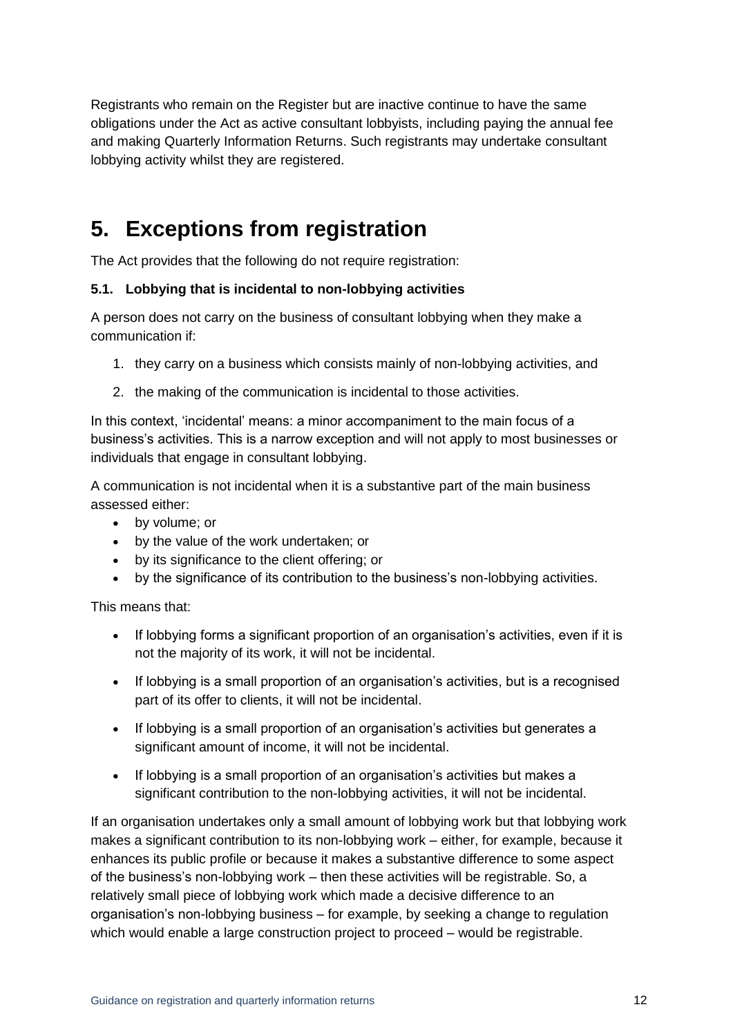Registrants who remain on the Register but are inactive continue to have the same obligations under the Act as active consultant lobbyists, including paying the annual fee and making Quarterly Information Returns. Such registrants may undertake consultant lobbying activity whilst they are registered.

# 5. Exceptions from registration

The Act provides that the following do not require registration:

### 5.1. Lobbying that is incidental to non-lobbying activities

A person does not carry on the business of consultant lobbying when they make a communication if:

1. they carry on a business which consists mainly of non-lobbying activities, and
2. the making of the communication is incidental to those activities.

In this context, 'incidental' means: a minor accompaniment to the main focus of a business's activities. This is a narrow exception and will not apply to most businesses or individuals that engage in consultant lobbying.

A communication is not incidental when it is a substantive part of the main business assessed either:

- by volume; or
- by the value of the work undertaken; or
- by its significance to the client offering; or
- by the significance of its contribution to the business's non-lobbying activities.

This means that:

- If lobbying forms a significant proportion of an organisation's activities, even if it is not the majority of its work, it will not be incidental.
- If lobbying is a small proportion of an organisation's activities, but is a recognised part of its offer to clients, it will not be incidental.
- If lobbying is a small proportion of an organisation's activities but generates a significant amount of income, it will not be incidental.
- If lobbying is a small proportion of an organisation's activities but makes a significant contribution to the non-lobbying activities, it will not be incidental.

If an organisation undertakes only a small amount of lobbying work but that lobbying work makes a significant contribution to its non-lobbying work – either, for example, because it enhances its public profile or because it makes a substantive difference to some aspect of the business's non-lobbying work – then these activities will be registrable. So, a relatively small piece of lobbying work which made a decisive difference to an organisation's non-lobbying business – for example, by seeking a change to regulation which would enable a large construction project to proceed – would be registrable.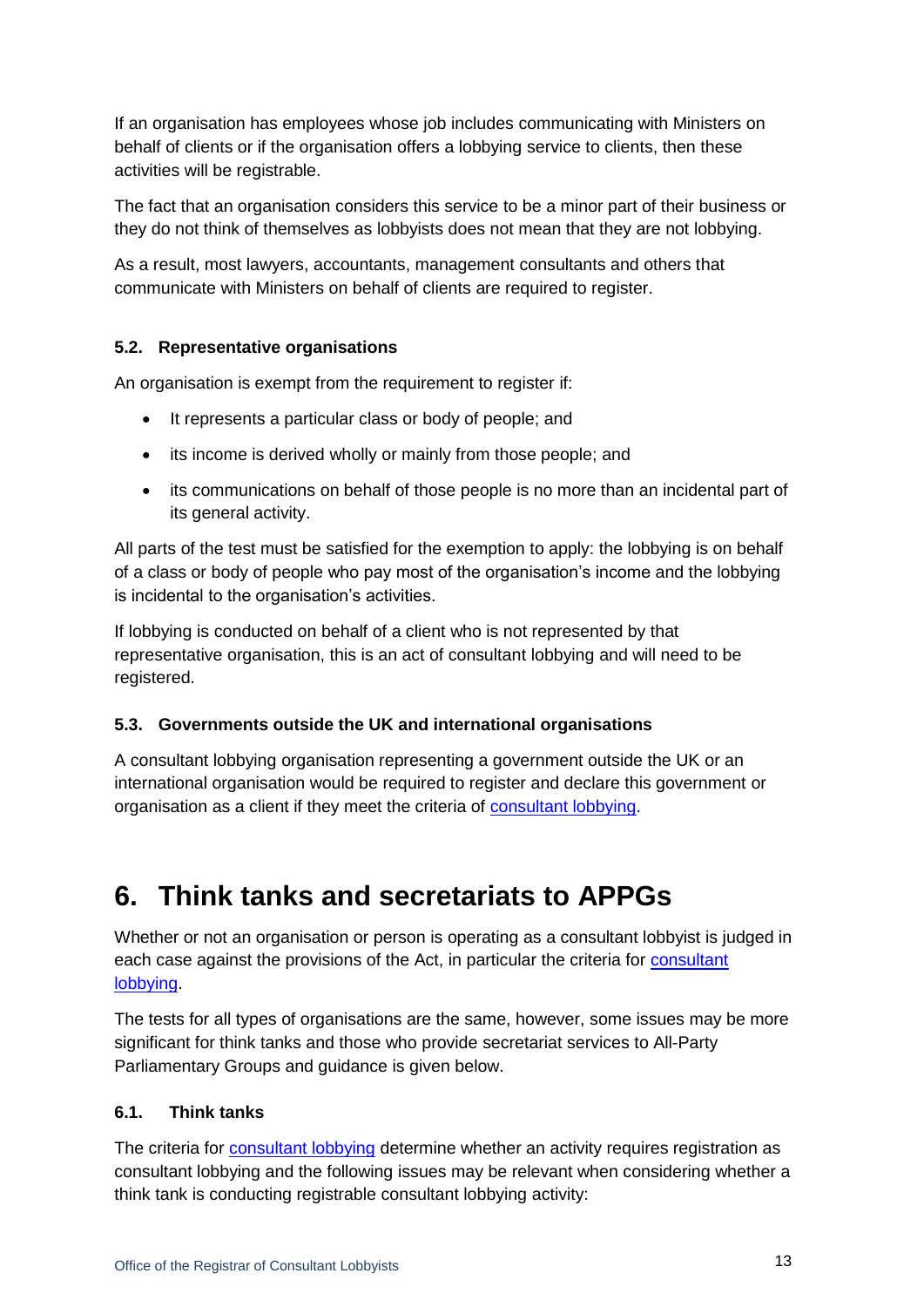If an organisation has employees whose job includes communicating with Ministers on behalf of clients or if the organisation offers a lobbying service to clients, then these activities will be registrable.

The fact that an organisation considers this service to be a minor part of their business or they do not think of themselves as lobbyists does not mean that they are not lobbying.

As a result, most lawyers, accountants, management consultants and others that communicate with Ministers on behalf of clients are required to register.

### 5.2. Representative organisations

An organisation is exempt from the requirement to register if:

- It represents a particular class or body of people; and
- its income is derived wholly or mainly from those people; and
- its communications on behalf of those people is no more than an incidental part of its general activity.

All parts of the test must be satisfied for the exemption to apply: the lobbying is on behalf of a class or body of people who pay most of the organisation's income and the lobbying is incidental to the organisation's activities.

If lobbying is conducted on behalf of a client who is not represented by that representative organisation, this is an act of consultant lobbying and will need to be registered.

### 5.3. Governments outside the UK and international organisations

A consultant lobbying organisation representing a government outside the UK or an international organisation would be required to register and declare this government or organisation as a client if they meet the criteria of consultant lobbying.

## 6. Think tanks and secretariats to APPGs

Whether or not an organisation or person is operating as a consultant lobbyist is judged in each case against the provisions of the Act, in particular the criteria for consultant lobbying.

The tests for all types of organisations are the same, however, some issues may be more significant for think tanks and those who provide secretariat services to All-Party Parliamentary Groups and guidance is given below.

### 6.1. Think tanks

The criteria for consultant lobbying determine whether an activity requires registration as consultant lobbying and the following issues may be relevant when considering whether a think tank is conducting registrable consultant lobbying activity: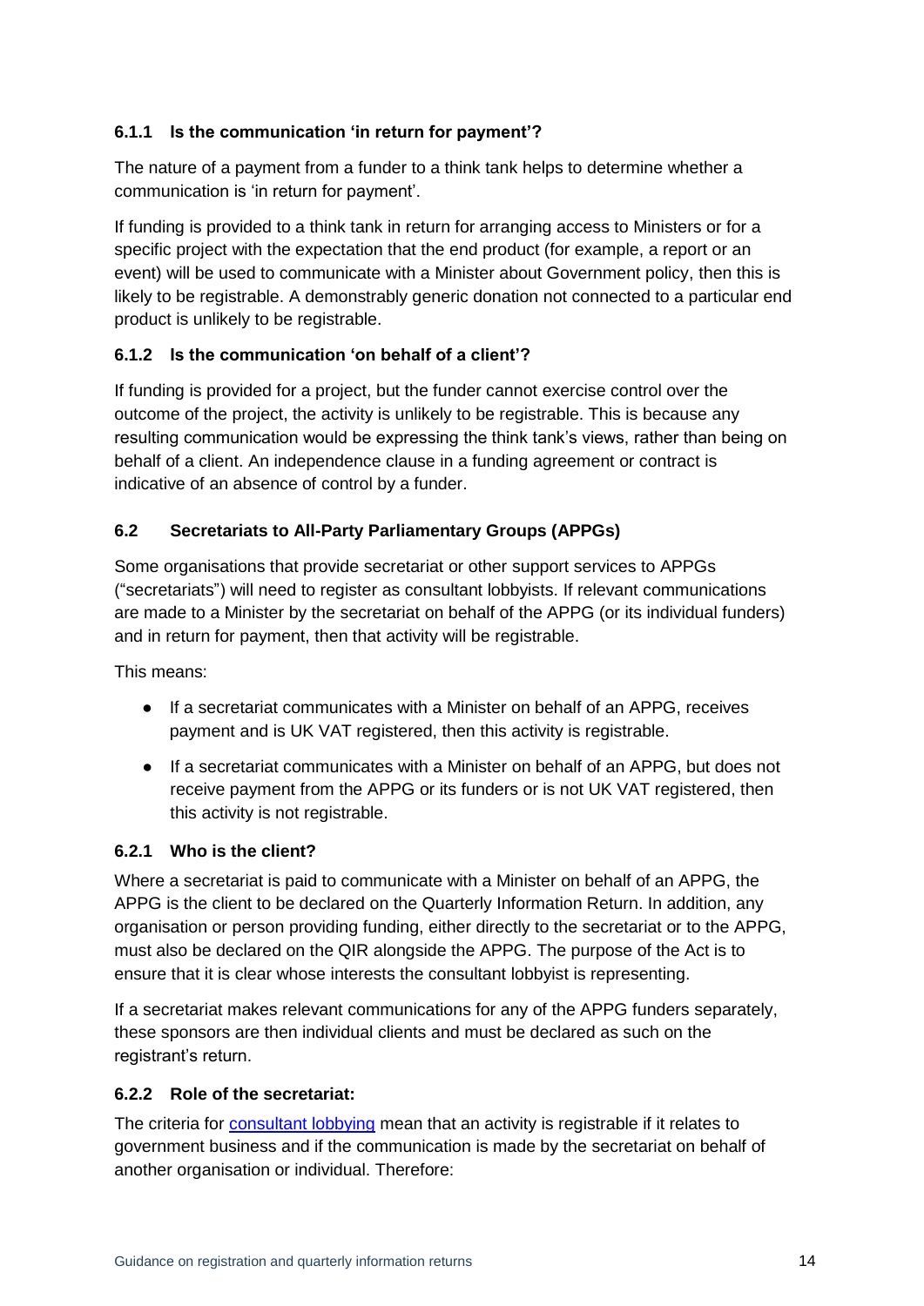### 6.1.1 Is the communication 'in return for payment'?

The nature of a payment from a funder to a think tank helps to determine whether a communication is 'in return for payment'.

If funding is provided to a think tank in return for arranging access to Ministers or for a specific project with the expectation that the end product (for example, a report or an event) will be used to communicate with a Minister about Government policy, then this is likely to be registrable. A demonstrably generic donation not connected to a particular end product is unlikely to be registrable.

### 6.1.2 Is the communication 'on behalf of a client'?

If funding is provided for a project, but the funder cannot exercise control over the outcome of the project, the activity is unlikely to be registrable. This is because any resulting communication would be expressing the think tank's views, rather than being on behalf of a client. An independence clause in a funding agreement or contract is indicative of an absence of control by a funder.

## 6.2 Secretariats to All-Party Parliamentary Groups (APPGs)

Some organisations that provide secretariat or other support services to APPGs ("secretariats") will need to register as consultant lobbyists. If relevant communications are made to a Minister by the secretariat on behalf of the APPG (or its individual funders) and in return for payment, then that activity will be registrable.

This means:

- If a secretariat communicates with a Minister on behalf of an APPG, receives payment and is UK VAT registered, then this activity is registrable.
- If a secretariat communicates with a Minister on behalf of an APPG, but does not receive payment from the APPG or its funders or is not UK VAT registered, then this activity is not registrable.

### 6.2.1 Who is the client?

Where a secretariat is paid to communicate with a Minister on behalf of an APPG, the APPG is the client to be declared on the Quarterly Information Return. In addition, any organisation or person providing funding, either directly to the secretariat or to the APPG, must also be declared on the QIR alongside the APPG. The purpose of the Act is to ensure that it is clear whose interests the consultant lobbyist is representing.

If a secretariat makes relevant communications for any of the APPG funders separately, these sponsors are then individual clients and must be declared as such on the registrant's return.

### 6.2.2 Role of the secretariat:

The criteria for consultant lobbying mean that an activity is registrable if it relates to government business and if the communication is made by the secretariat on behalf of another organisation or individual. Therefore: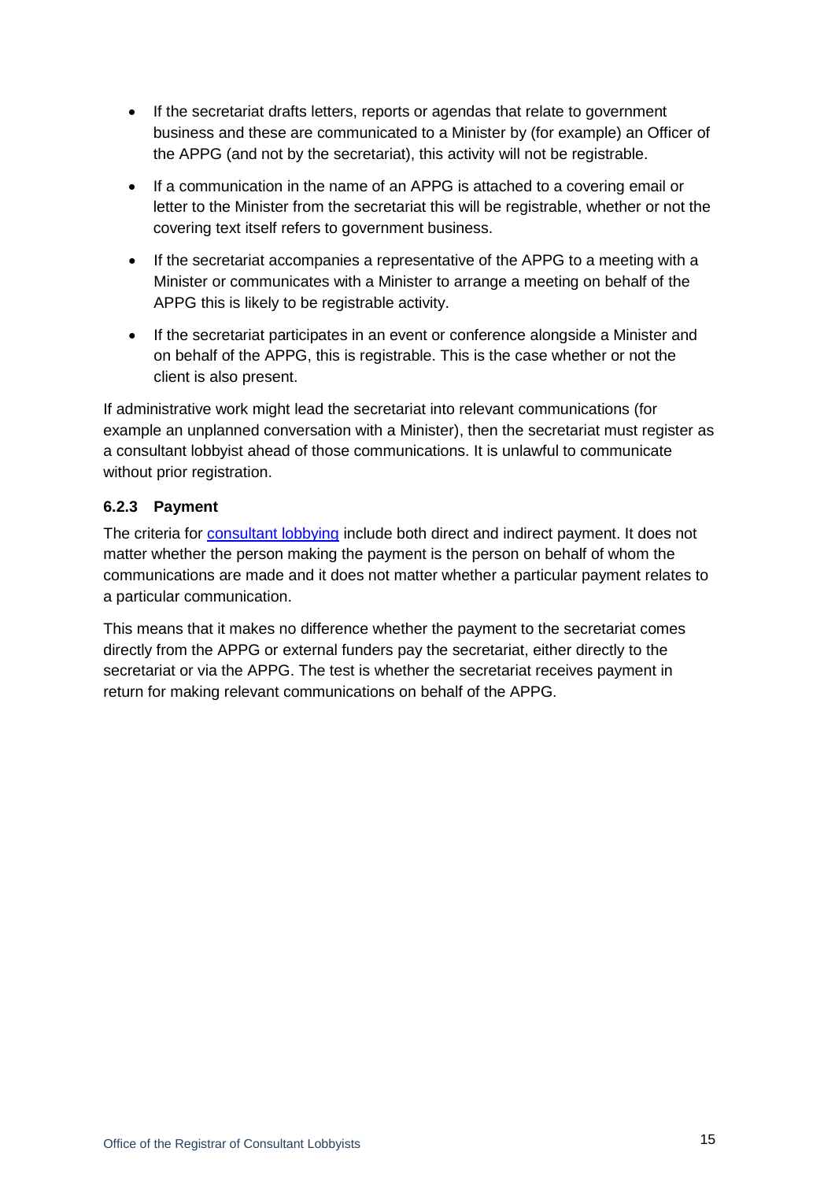- If the secretariat drafts letters, reports or agendas that relate to government business and these are communicated to a Minister by (for example) an Officer of the APPG (and not by the secretariat), this activity will not be registrable.
- If a communication in the name of an APPG is attached to a covering email or letter to the Minister from the secretariat this will be registrable, whether or not the covering text itself refers to government business.
- If the secretariat accompanies a representative of the APPG to a meeting with a Minister or communicates with a Minister to arrange a meeting on behalf of the APPG this is likely to be registrable activity.
- If the secretariat participates in an event or conference alongside a Minister and on behalf of the APPG, this is registrable. This is the case whether or not the client is also present.

If administrative work might lead the secretariat into relevant communications (for example an unplanned conversation with a Minister), then the secretariat must register as a consultant lobbyist ahead of those communications. It is unlawful to communicate without prior registration.

#### 6.2.3 Payment

The criteria for consultant lobbying include both direct and indirect payment. It does not matter whether the person making the payment is the person on behalf of whom the communications are made and it does not matter whether a particular payment relates to a particular communication.

This means that it makes no difference whether the payment to the secretariat comes directly from the APPG or external funders pay the secretariat, either directly to the secretariat or via the APPG. The test is whether the secretariat receives payment in return for making relevant communications on behalf of the APPG.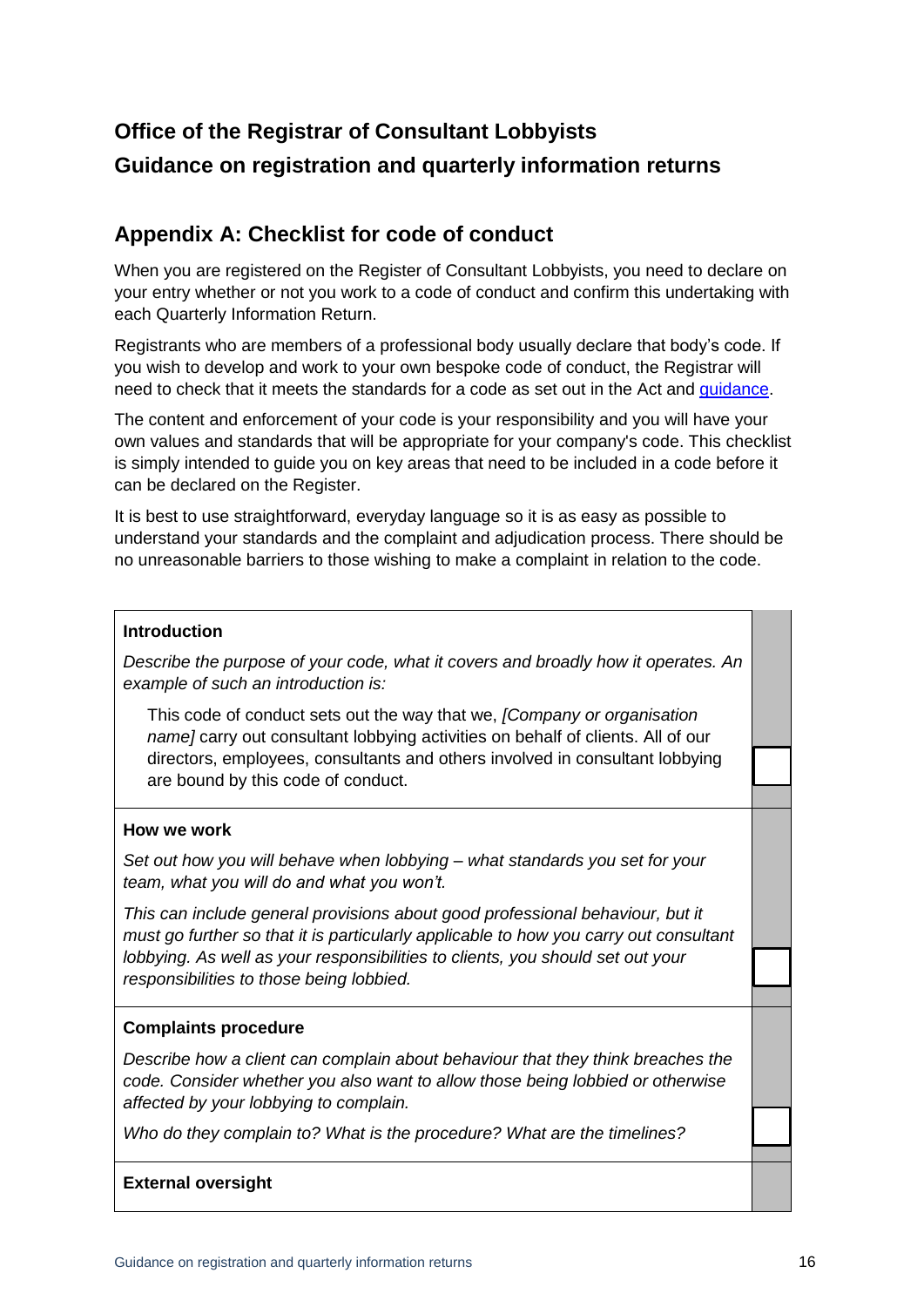# Office of the Registrar of Consultant Lobbyists

# Guidance on registration and quarterly information returns

## Appendix A: Checklist for code of conduct

When you are registered on the Register of Consultant Lobbyists, you need to declare on your entry whether or not you work to a code of conduct and confirm this undertaking with each Quarterly Information Return.

Registrants who are members of a professional body usually declare that body's code. If you wish to develop and work to your own bespoke code of conduct, the Registrar will need to check that it meets the standards for a code as set out in the Act and guidance.

The content and enforcement of your code is your responsibility and you will have your own values and standards that will be appropriate for your company's code. This checklist is simply intended to guide you on key areas that need to be included in a code before it can be declared on the Register.

It is best to use straightforward, everyday language so it is as easy as possible to understand your standards and the complaint and adjudication process. There should be no unreasonable barriers to those wishing to make a complaint in relation to the code.

| | |
|---|---|
| **Introduction**<br><br>*Describe the purpose of your code, what it covers and broadly how it operates. An example of such an introduction is:*<br><br>This code of conduct sets out the way that we, *[Company or organisation name]* carry out consultant lobbying activities on behalf of clients. All of our directors, employees, consultants and others involved in consultant lobbying are bound by this code of conduct. | ☐ |
| **How we work**<br><br>*Set out how you will behave when lobbying – what standards you set for your team, what you will do and what you won't.*<br><br>*This can include general provisions about good professional behaviour, but it must go further so that it is particularly applicable to how you carry out consultant lobbying. As well as your responsibilities to clients, you should set out your responsibilities to those being lobbied.* | ☐ |
| **Complaints procedure**<br><br>*Describe how a client can complain about behaviour that they think breaches the code. Consider whether you also want to allow those being lobbied or otherwise affected by your lobbying to complain.*<br><br>*Who do they complain to? What is the procedure? What are the timelines?* | ☐ |
| **External oversight** | |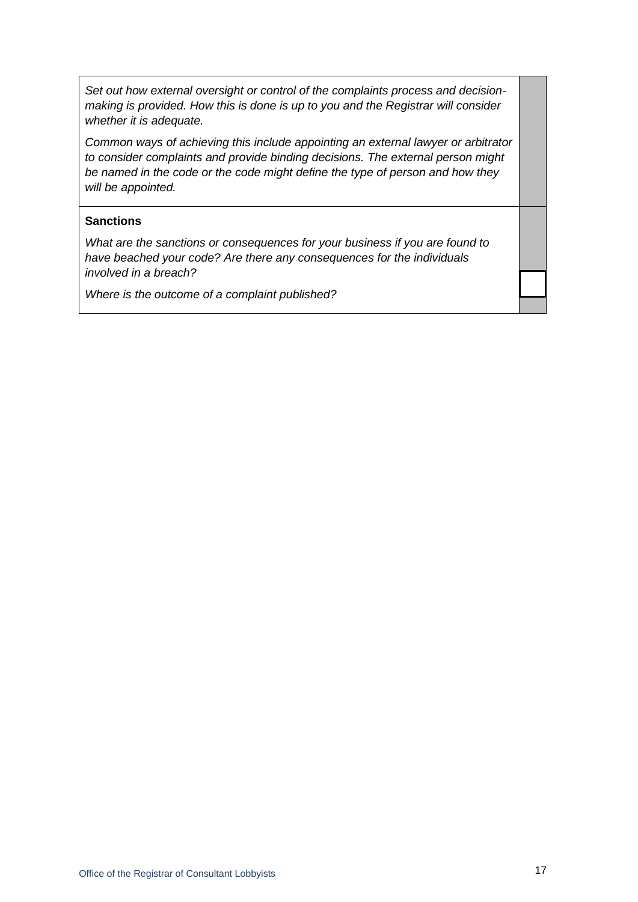| | |
|---|---|
| *Set out how external oversight or control of the complaints process and decision-making is provided. How this is done is up to you and the Registrar will consider whether it is adequate.*<br><br>*Common ways of achieving this include appointing an external lawyer or arbitrator to consider complaints and provide binding decisions. The external person might be named in the code or the code might define the type of person and how they will be appointed.* | |
| **Sanctions**<br><br>*What are the sanctions or consequences for your business if you are found to have beached your code? Are there any consequences for the individuals involved in a breach?*<br><br>*Where is the outcome of a complaint published?* | ☐ |